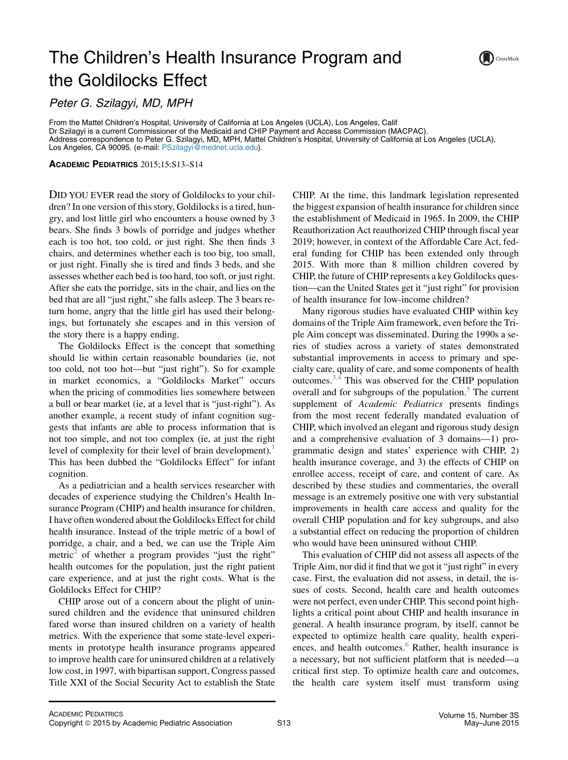# The Children's Health Insurance Program and the Goldilocks Effect

*Peter G. Szilagyi, MD, MPH*

From the Mattel Children's Hospital, University of California at Los Angeles (UCLA), Los Angeles, Calif
Dr Szilagyi is a current Commissioner of the Medicaid and CHIP Payment and Access Commission (MACPAC).
Address correspondence to Peter G. Szilagyi, MD, MPH, Mattel Children's Hospital, University of California at Los Angeles (UCLA), Los Angeles, CA 90095. (e-mail: PSzilagyi@mednet.ucla.edu).

**ACADEMIC PEDIATRICS** 2015;15:S13–S14

DID YOU EVER read the story of Goldilocks to your children? In one version of this story, Goldilocks is a tired, hungry, and lost little girl who encounters a house owned by 3 bears. She finds 3 bowls of porridge and judges whether each is too hot, too cold, or just right. She then finds 3 chairs, and determines whether each is too big, too small, or just right. Finally she is tired and finds 3 beds, and she assesses whether each bed is too hard, too soft, or just right. After she eats the porridge, sits in the chair, and lies on the bed that are all "just right," she falls asleep. The 3 bears return home, angry that the little girl has used their belongings, but fortunately she escapes and in this version of the story there is a happy ending.

The Goldilocks Effect is the concept that something should lie within certain reasonable boundaries (ie, not too cold, not too hot—but "just right"). So for example in market economics, a "Goldilocks Market" occurs when the pricing of commodities lies somewhere between a bull or bear market (ie, at a level that is "just-right"). As another example, a recent study of infant cognition suggests that infants are able to process information that is not too simple, and not too complex (ie, at just the right level of complexity for their level of brain development).[1] This has been dubbed the "Goldilocks Effect" for infant cognition.

As a pediatrician and a health services researcher with decades of experience studying the Children's Health Insurance Program (CHIP) and health insurance for children, I have often wondered about the Goldilocks Effect for child health insurance. Instead of the triple metric of a bowl of porridge, a chair, and a bed, we can use the Triple Aim metric[2] of whether a program provides "just the right" health outcomes for the population, just the right patient care experience, and at just the right costs. What is the Goldilocks Effect for CHIP?

CHIP arose out of a concern about the plight of uninsured children and the evidence that uninsured children fared worse than insured children on a variety of health metrics. With the experience that some state-level experiments in prototype health insurance programs appeared to improve health care for uninsured children at a relatively low cost, in 1997, with bipartisan support, Congress passed Title XXI of the Social Security Act to establish the State CHIP. At the time, this landmark legislation represented the biggest expansion of health insurance for children since the establishment of Medicaid in 1965. In 2009, the CHIP Reauthorization Act reauthorized CHIP through fiscal year 2019; however, in context of the Affordable Care Act, federal funding for CHIP has been extended only through 2015. With more than 8 million children covered by CHIP, the future of CHIP represents a key Goldilocks question—can the United States get it "just right" for provision of health insurance for low-income children?

Many rigorous studies have evaluated CHIP within key domains of the Triple Aim framework, even before the Triple Aim concept was disseminated. During the 1990s a series of studies across a variety of states demonstrated substantial improvements in access to primary and specialty care, quality of care, and some components of health outcomes.[3,4] This was observed for the CHIP population overall and for subgroups of the population.[5] The current supplement of *Academic Pediatrics* presents findings from the most recent federally mandated evaluation of CHIP, which involved an elegant and rigorous study design and a comprehensive evaluation of 3 domains—1) programmatic design and states' experience with CHIP, 2) health insurance coverage, and 3) the effects of CHIP on enrollee access, receipt of care, and content of care. As described by these studies and commentaries, the overall message is an extremely positive one with very substantial improvements in health care access and quality for the overall CHIP population and for key subgroups, and also a substantial effect on reducing the proportion of children who would have been uninsured without CHIP.

This evaluation of CHIP did not assess all aspects of the Triple Aim, nor did it find that we got it "just right" in every case. First, the evaluation did not assess, in detail, the issues of costs. Second, health care and health outcomes were not perfect, even under CHIP. This second point highlights a critical point about CHIP and health insurance in general. A health insurance program, by itself, cannot be expected to optimize health care quality, health experiences, and health outcomes.[6] Rather, health insurance is a necessary, but not sufficient platform that is needed—a critical first step. To optimize health care and outcomes, the health care system itself must transform using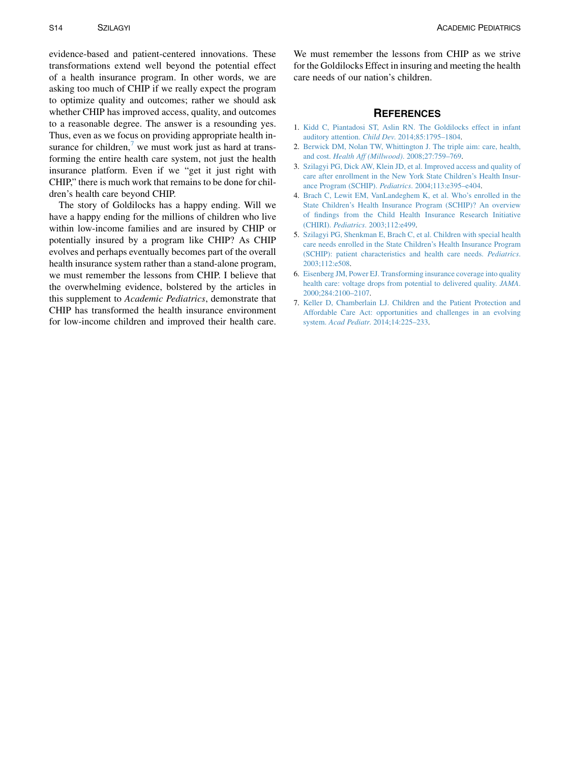evidence-based and patient-centered innovations. These transformations extend well beyond the potential effect of a health insurance program. In other words, we are asking too much of CHIP if we really expect the program to optimize quality and outcomes; rather we should ask whether CHIP has improved access, quality, and outcomes to a reasonable degree. The answer is a resounding yes. Thus, even as we focus on providing appropriate health insurance for children,[7] we must work just as hard at transforming the entire health care system, not just the health insurance platform. Even if we "get it just right with CHIP," there is much work that remains to be done for children's health care beyond CHIP.

The story of Goldilocks has a happy ending. Will we have a happy ending for the millions of children who live within low-income families and are insured by CHIP or potentially insured by a program like CHIP? As CHIP evolves and perhaps eventually becomes part of the overall health insurance system rather than a stand-alone program, we must remember the lessons from CHIP. I believe that the overwhelming evidence, bolstered by the articles in this supplement to *Academic Pediatrics*, demonstrate that CHIP has transformed the health insurance environment for low-income children and improved their health care. We must remember the lessons from CHIP as we strive for the Goldilocks Effect in insuring and meeting the health care needs of our nation's children.

## References

1. Kidd C, Piantadosi ST, Aslin RN. The Goldilocks effect in infant auditory attention. *Child Dev*. 2014;85:1795–1804.
2. Berwick DM, Nolan TW, Whittington J. The triple aim: care, health, and cost. *Health Aff (Millwood)*. 2008;27:759–769.
3. Szilagyi PG, Dick AW, Klein JD, et al. Improved access and quality of care after enrollment in the New York State Children's Health Insurance Program (SCHIP). *Pediatrics*. 2004;113:e395–e404.
4. Brach C, Lewit EM, VanLandeghem K, et al. Who's enrolled in the State Children's Health Insurance Program (SCHIP)? An overview of findings from the Child Health Insurance Research Initiative (CHIRI). *Pediatrics*. 2003;112:e499.
5. Szilagyi PG, Shenkman E, Brach C, et al. Children with special health care needs enrolled in the State Children's Health Insurance Program (SCHIP): patient characteristics and health care needs. *Pediatrics*. 2003;112:e508.
6. Eisenberg JM, Power EJ. Transforming insurance coverage into quality health care: voltage drops from potential to delivered quality. *JAMA*. 2000;284:2100–2107.
7. Keller D, Chamberlain LJ. Children and the Patient Protection and Affordable Care Act: opportunities and challenges in an evolving system. *Acad Pediatr*. 2014;14:225–233.